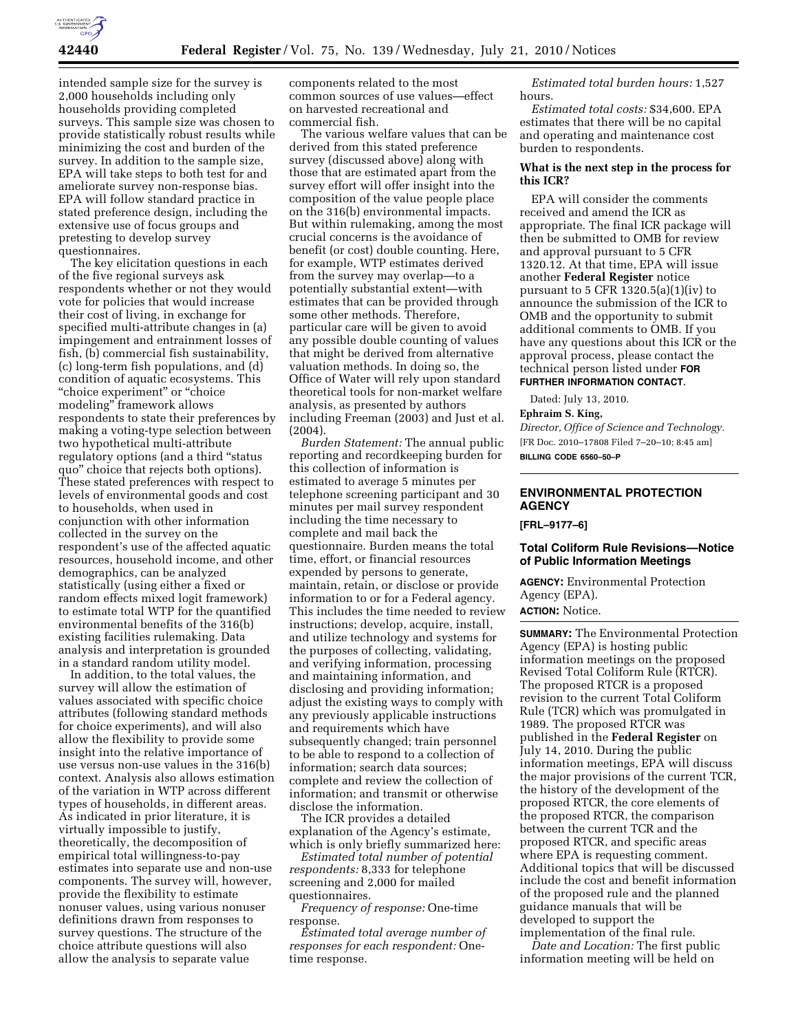intended sample size for the survey is 2,000 households including only households providing completed surveys. This sample size was chosen to provide statistically robust results while minimizing the cost and burden of the survey. In addition to the sample size, EPA will take steps to both test for and ameliorate survey non-response bias. EPA will follow standard practice in stated preference design, including the extensive use of focus groups and pretesting to develop survey questionnaires.

The key elicitation questions in each of the five regional surveys ask respondents whether or not they would vote for policies that would increase their cost of living, in exchange for specified multi-attribute changes in (a) impingement and entrainment losses of fish, (b) commercial fish sustainability, (c) long-term fish populations, and (d) condition of aquatic ecosystems. This "choice experiment" or "choice modeling" framework allows respondents to state their preferences by making a voting-type selection between two hypothetical multi-attribute regulatory options (and a third "status quo" choice that rejects both options). These stated preferences with respect to levels of environmental goods and cost to households, when used in conjunction with other information collected in the survey on the respondent's use of the affected aquatic resources, household income, and other demographics, can be analyzed statistically (using either a fixed or random effects mixed logit framework) to estimate total WTP for the quantified environmental benefits of the 316(b) existing facilities rulemaking. Data analysis and interpretation is grounded in a standard random utility model.

In addition, to the total values, the survey will allow the estimation of values associated with specific choice attributes (following standard methods for choice experiments), and will also allow the flexibility to provide some insight into the relative importance of use versus non-use values in the 316(b) context. Analysis also allows estimation of the variation in WTP across different types of households, in different areas. As indicated in prior literature, it is virtually impossible to justify, theoretically, the decomposition of empirical total willingness-to-pay estimates into separate use and non-use components. The survey will, however, provide the flexibility to estimate nonuser values, using various nonuser definitions drawn from responses to survey questions. The structure of the choice attribute questions will also allow the analysis to separate value components related to the most common sources of use values—effect on harvested recreational and commercial fish.

The various welfare values that can be derived from this stated preference survey (discussed above) along with those that are estimated apart from the survey effort will offer insight into the composition of the value people place on the 316(b) environmental impacts. But within rulemaking, among the most crucial concerns is the avoidance of benefit (or cost) double counting. Here, for example, WTP estimates derived from the survey may overlap—to a potentially substantial extent—with estimates that can be provided through some other methods. Therefore, particular care will be given to avoid any possible double counting of values that might be derived from alternative valuation methods. In doing so, the Office of Water will rely upon standard theoretical tools for non-market welfare analysis, as presented by authors including Freeman (2003) and Just et al. (2004).

*Burden Statement:* The annual public reporting and recordkeeping burden for this collection of information is estimated to average 5 minutes per telephone screening participant and 30 minutes per mail survey respondent including the time necessary to complete and mail back the questionnaire. Burden means the total time, effort, or financial resources expended by persons to generate, maintain, retain, or disclose or provide information to or for a Federal agency. This includes the time needed to review instructions; develop, acquire, install, and utilize technology and systems for the purposes of collecting, validating, and verifying information, processing and maintaining information, and disclosing and providing information; adjust the existing ways to comply with any previously applicable instructions and requirements which have subsequently changed; train personnel to be able to respond to a collection of information; search data sources; complete and review the collection of information; and transmit or otherwise disclose the information.

The ICR provides a detailed explanation of the Agency's estimate, which is only briefly summarized here:

*Estimated total number of potential respondents:* 8,333 for telephone screening and 2,000 for mailed questionnaires.

*Frequency of response:* One-time response.

*Estimated total average number of responses for each respondent:* One-time response.

*Estimated total burden hours:* 1,527 hours.

*Estimated total costs:* $34,600. EPA estimates that there will be no capital and operating and maintenance cost burden to respondents.

**What is the next step in the process for this ICR?**

EPA will consider the comments received and amend the ICR as appropriate. The final ICR package will then be submitted to OMB for review and approval pursuant to 5 CFR 1320.12. At that time, EPA will issue another **Federal Register** notice pursuant to 5 CFR 1320.5(a)(1)(iv) to announce the submission of the ICR to OMB and the opportunity to submit additional comments to OMB. If you have any questions about this ICR or the approval process, please contact the technical person listed under **FOR FURTHER INFORMATION CONTACT**.

Dated: July 13, 2010.

**Ephraim S. King,**

*Director, Office of Science and Technology.*

[FR Doc. 2010–17808 Filed 7–20–10; 8:45 am]

**BILLING CODE 6560–50–P**

---

## ENVIRONMENTAL PROTECTION AGENCY

**[FRL–9177–6]**

## Total Coliform Rule Revisions—Notice of Public Information Meetings

**AGENCY:** Environmental Protection Agency (EPA).

**ACTION:** Notice.

**SUMMARY:** The Environmental Protection Agency (EPA) is hosting public information meetings on the proposed Revised Total Coliform Rule (RTCR). The proposed RTCR is a proposed revision to the current Total Coliform Rule (TCR) which was promulgated in 1989. The proposed RTCR was published in the **Federal Register** on July 14, 2010. During the public information meetings, EPA will discuss the major provisions of the current TCR, the history of the development of the proposed RTCR, the core elements of the proposed RTCR, the comparison between the current TCR and the proposed RTCR, and specific areas where EPA is requesting comment. Additional topics that will be discussed include the cost and benefit information of the proposed rule and the planned guidance manuals that will be developed to support the implementation of the final rule.

*Date and Location:* The first public information meeting will be held on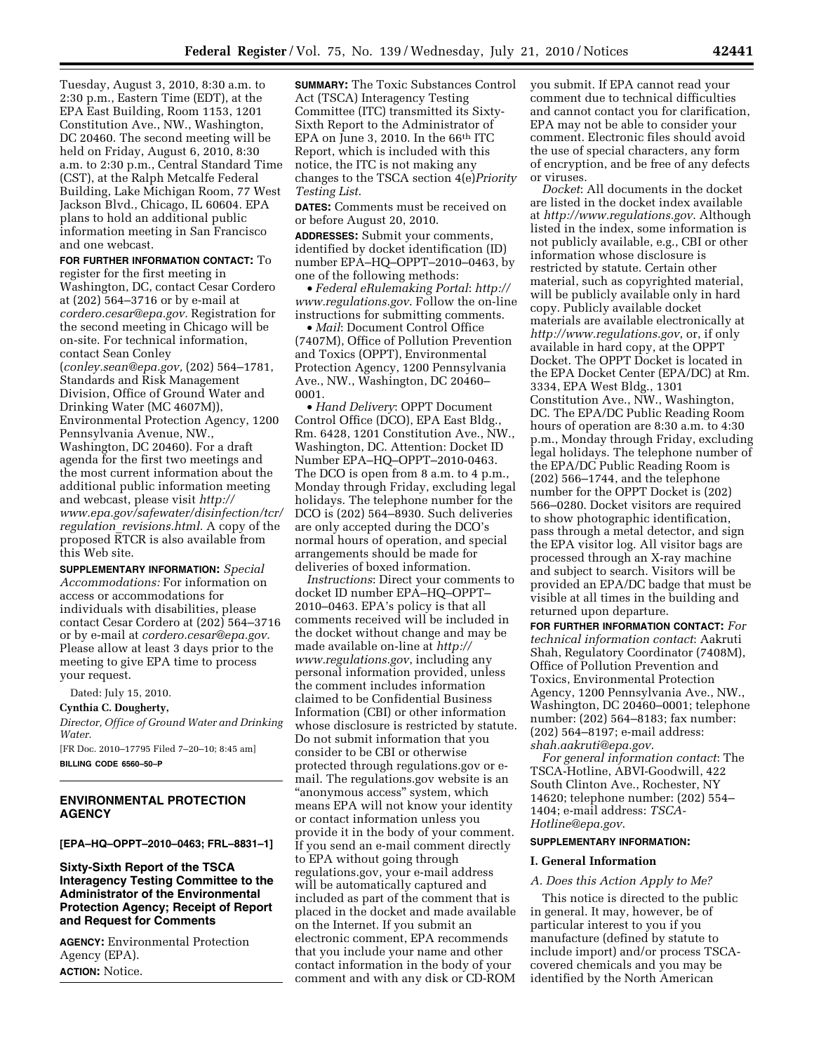Tuesday, August 3, 2010, 8:30 a.m. to 2:30 p.m., Eastern Time (EDT), at the EPA East Building, Room 1153, 1201 Constitution Ave., NW., Washington, DC 20460. The second meeting will be held on Friday, August 6, 2010, 8:30 a.m. to 2:30 p.m., Central Standard Time (CST), at the Ralph Metcalfe Federal Building, Lake Michigan Room, 77 West Jackson Blvd., Chicago, IL 60604. EPA plans to hold an additional public information meeting in San Francisco and one webcast.

**FOR FURTHER INFORMATION CONTACT:** To register for the first meeting in Washington, DC, contact Cesar Cordero at (202) 564–3716 or by e-mail at *cordero.cesar@epa.gov*. Registration for the second meeting in Chicago will be on-site. For technical information, contact Sean Conley (*conley.sean@epa.gov,* (202) 564–1781, Standards and Risk Management Division, Office of Ground Water and Drinking Water (MC 4607M)), Environmental Protection Agency, 1200 Pennsylvania Avenue, NW., Washington, DC 20460). For a draft agenda for the first two meetings and the most current information about the additional public information meeting and webcast, please visit *http://www.epa.gov/safewater/disinfection/tcr/regulation_revisions.html.* A copy of the proposed RTCR is also available from this Web site.

**SUPPLEMENTARY INFORMATION:** *Special Accommodations:* For information on access or accommodations for individuals with disabilities, please contact Cesar Cordero at (202) 564–3716 or by e-mail at *cordero.cesar@epa.gov*. Please allow at least 3 days prior to the meeting to give EPA time to process your request.

Dated: July 15, 2010.

**Cynthia C. Dougherty,**

*Director, Office of Ground Water and Drinking Water.*

[FR Doc. 2010–17795 Filed 7–20–10; 8:45 am]

**BILLING CODE 6560–50–P**

## ENVIRONMENTAL PROTECTION AGENCY

**[EPA–HQ–OPPT–2010–0463; FRL–8831–1]**

### Sixty-Sixth Report of the TSCA Interagency Testing Committee to the Administrator of the Environmental Protection Agency; Receipt of Report and Request for Comments

**AGENCY:** Environmental Protection Agency (EPA).

**ACTION:** Notice.

**SUMMARY:** The Toxic Substances Control Act (TSCA) Interagency Testing Committee (ITC) transmitted its Sixty-Sixth Report to the Administrator of EPA on June 3, 2010. In the 66th ITC Report, which is included with this notice, the ITC is not making any changes to the TSCA section 4(e)*Priority Testing List*.

**DATES:** Comments must be received on or before August 20, 2010.

**ADDRESSES:** Submit your comments, identified by docket identification (ID) number EPA–HQ–OPPT–2010–0463, by one of the following methods:

- *Federal eRulemaking Portal*: *http://www.regulations.gov*. Follow the on-line instructions for submitting comments.
- *Mail*: Document Control Office (7407M), Office of Pollution Prevention and Toxics (OPPT), Environmental Protection Agency, 1200 Pennsylvania Ave., NW., Washington, DC 20460–0001.
- *Hand Delivery*: OPPT Document Control Office (DCO), EPA East Bldg., Rm. 6428, 1201 Constitution Ave., NW., Washington, DC. Attention: Docket ID Number EPA–HQ–OPPT–2010-0463. The DCO is open from 8 a.m. to 4 p.m., Monday through Friday, excluding legal holidays. The telephone number for the DCO is (202) 564–8930. Such deliveries are only accepted during the DCO's normal hours of operation, and special arrangements should be made for deliveries of boxed information.

*Instructions*: Direct your comments to docket ID number EPA–HQ–OPPT–2010–0463. EPA's policy is that all comments received will be included in the docket without change and may be made available on-line at *http://www.regulations.gov*, including any personal information provided, unless the comment includes information claimed to be Confidential Business Information (CBI) or other information whose disclosure is restricted by statute. Do not submit information that you consider to be CBI or otherwise protected through regulations.gov or e-mail. The regulations.gov website is an "anonymous access" system, which means EPA will not know your identity or contact information unless you provide it in the body of your comment. If you send an e-mail comment directly to EPA without going through regulations.gov, your e-mail address will be automatically captured and included as part of the comment that is placed in the docket and made available on the Internet. If you submit an electronic comment, EPA recommends that you include your name and other contact information in the body of your comment and with any disk or CD-ROM you submit. If EPA cannot read your comment due to technical difficulties and cannot contact you for clarification, EPA may not be able to consider your comment. Electronic files should avoid the use of special characters, any form of encryption, and be free of any defects or viruses.

*Docket*: All documents in the docket are listed in the docket index available at *http://www.regulations.gov*. Although listed in the index, some information is not publicly available, e.g., CBI or other information whose disclosure is restricted by statute. Certain other material, such as copyrighted material, will be publicly available only in hard copy. Publicly available docket materials are available electronically at *http://www.regulations.gov*, or, if only available in hard copy, at the OPPT Docket. The OPPT Docket is located in the EPA Docket Center (EPA/DC) at Rm. 3334, EPA West Bldg., 1301 Constitution Ave., NW., Washington, DC. The EPA/DC Public Reading Room hours of operation are 8:30 a.m. to 4:30 p.m., Monday through Friday, excluding legal holidays. The telephone number of the EPA/DC Public Reading Room is (202) 566–1744, and the telephone number for the OPPT Docket is (202) 566–0280. Docket visitors are required to show photographic identification, pass through a metal detector, and sign the EPA visitor log. All visitor bags are processed through an X-ray machine and subject to search. Visitors will be provided an EPA/DC badge that must be visible at all times in the building and returned upon departure.

**FOR FURTHER INFORMATION CONTACT:** *For technical information contact*: Aakruti Shah, Regulatory Coordinator (7408M), Office of Pollution Prevention and Toxics, Environmental Protection Agency, 1200 Pennsylvania Ave., NW., Washington, DC 20460–0001; telephone number: (202) 564–8183; fax number: (202) 564–8197; e-mail address: *shah.aakruti@epa.gov*.

*For general information contact*: The TSCA-Hotline, ABVI-Goodwill, 422 South Clinton Ave., Rochester, NY 14620; telephone number: (202) 554–1404; e-mail address: *TSCA-Hotline@epa.gov*.

**SUPPLEMENTARY INFORMATION:**

#### I. General Information

*A. Does this Action Apply to Me?*

This notice is directed to the public in general. It may, however, be of particular interest to you if you manufacture (defined by statute to include import) and/or process TSCA-covered chemicals and you may be identified by the North American